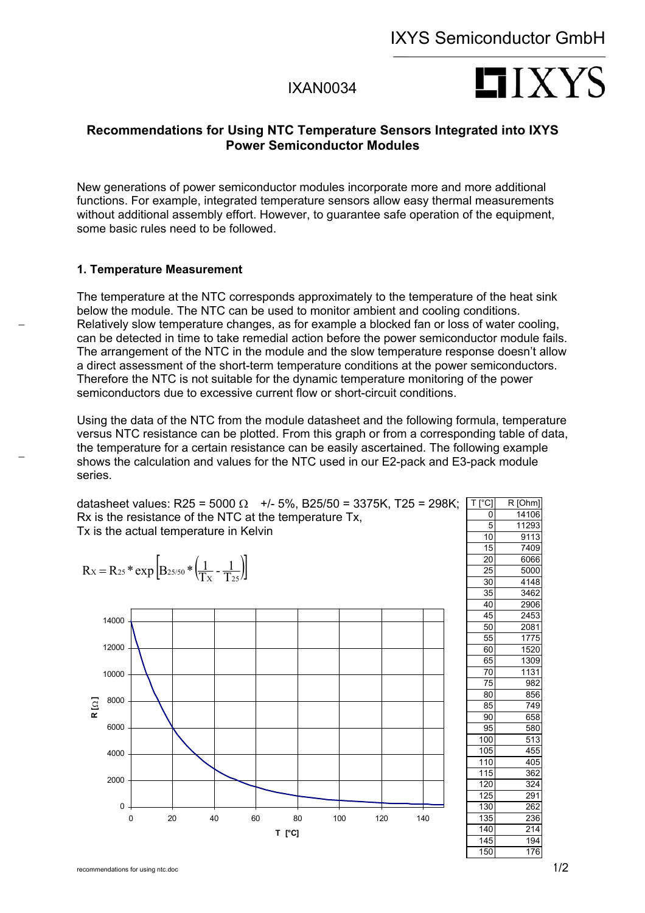IXAN0034

## Recommendations for Using NTC Temperature Sensors Integrated into IXYS Power Semiconductor Modules

New generations of power semiconductor modules incorporate more and more additional functions. For example, integrated temperature sensors allow easy thermal measurements without additional assembly effort. However, to guarantee safe operation of the equipment, some basic rules need to be followed.

### 1. Temperature Measurement

The temperature at the NTC corresponds approximately to the temperature of the heat sink below the module. The NTC can be used to monitor ambient and cooling conditions. Relatively slow temperature changes, as for example a blocked fan or loss of water cooling, can be detected in time to take remedial action before the power semiconductor module fails. The arrangement of the NTC in the module and the slow temperature response doesn't allow a direct assessment of the short-term temperature conditions at the power semiconductors. Therefore the NTC is not suitable for the dynamic temperature monitoring of the power semiconductors due to excessive current flow or short-circuit conditions.

Using the data of the NTC from the module datasheet and the following formula, temperature versus NTC resistance can be plotted. From this graph or from a corresponding table of data, the temperature for a certain resistance can be easily ascertained. The following example shows the calculation and values for the NTC used in our E2-pack and E3-pack module series.

datasheet values: $R_{25}$ = 5000 Ω +/- 5%, $B_{25/50}$ = 3375K, $T_{25}$ = 298K;
$R_X$ is the resistance of the NTC at the temperature $T_X$,
$T_X$ is the actual temperature in Kelvin

$$R_X = R_{25} * \exp\left[B_{25/50} * \left(\frac{1}{T_X} - \frac{1}{T_{25}}\right)\right]$$

| T [°C] | R [Ohm] |
|---|---|
| 0 | 14106 |
| 5 | 11293 |
| 10 | 9113 |
| 15 | 7409 |
| 20 | 6066 |
| 25 | 5000 |
| 30 | 4148 |
| 35 | 3462 |
| 40 | 2906 |
| 45 | 2453 |
| 50 | 2081 |
| 55 | 1775 |
| 60 | 1520 |
| 65 | 1309 |
| 70 | 1131 |
| 75 | 982 |
| 80 | 856 |
| 85 | 749 |
| 90 | 658 |
| 95 | 580 |
| 100 | 513 |
| 105 | 455 |
| 110 | 405 |
| 115 | 362 |
| 120 | 324 |
| 125 | 291 |
| 130 | 262 |
| 135 | 236 |
| 140 | 214 |
| 145 | 194 |
| 150 | 176 |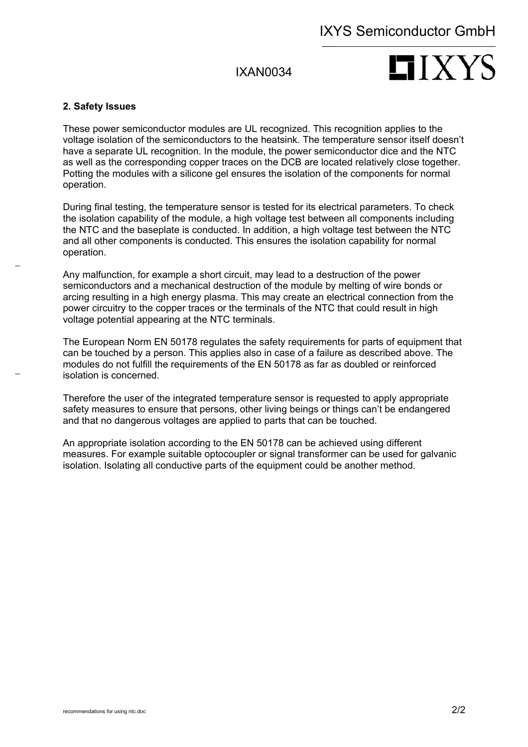## 2. Safety Issues

These power semiconductor modules are UL recognized. This recognition applies to the voltage isolation of the semiconductors to the heatsink. The temperature sensor itself doesn't have a separate UL recognition. In the module, the power semiconductor dice and the NTC as well as the corresponding copper traces on the DCB are located relatively close together. Potting the modules with a silicone gel ensures the isolation of the components for normal operation.

During final testing, the temperature sensor is tested for its electrical parameters. To check the isolation capability of the module, a high voltage test between all components including the NTC and the baseplate is conducted. In addition, a high voltage test between the NTC and all other components is conducted. This ensures the isolation capability for normal operation.

Any malfunction, for example a short circuit, may lead to a destruction of the power semiconductors and a mechanical destruction of the module by melting of wire bonds or arcing resulting in a high energy plasma. This may create an electrical connection from the power circuitry to the copper traces or the terminals of the NTC that could result in high voltage potential appearing at the NTC terminals.

The European Norm EN 50178 regulates the safety requirements for parts of equipment that can be touched by a person. This applies also in case of a failure as described above. The modules do not fulfill the requirements of the EN 50178 as far as doubled or reinforced isolation is concerned.

Therefore the user of the integrated temperature sensor is requested to apply appropriate safety measures to ensure that persons, other living beings or things can't be endangered and that no dangerous voltages are applied to parts that can be touched.

An appropriate isolation according to the EN 50178 can be achieved using different measures. For example suitable optocoupler or signal transformer can be used for galvanic isolation. Isolating all conductive parts of the equipment could be another method.